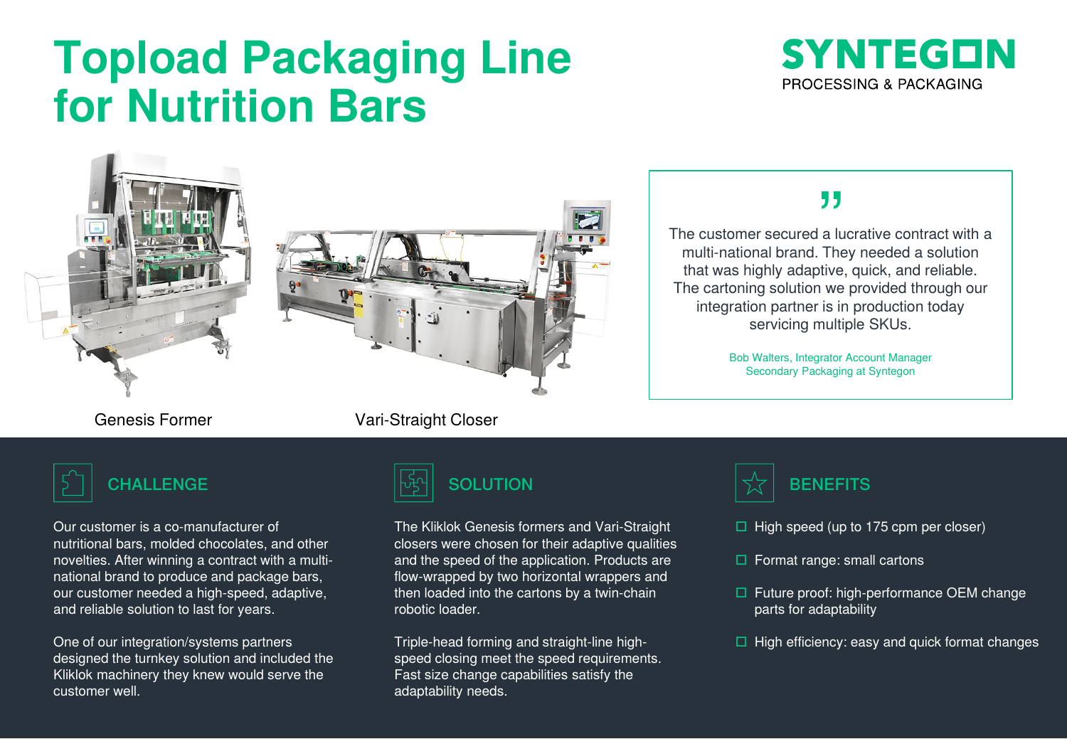# Topload Packaging Line for Nutrition Bars

SYNTEGON
PROCESSING & PACKAGING

Genesis Former

Vari-Straight Closer

> The customer secured a lucrative contract with a multi-national brand. They needed a solution that was highly adaptive, quick, and reliable. The cartoning solution we provided through our integration partner is in production today servicing multiple SKUs.
>
> Bob Walters, Integrator Account Manager
> Secondary Packaging at Syntegon

## CHALLENGE

Our customer is a co-manufacturer of nutritional bars, molded chocolates, and other novelties. After winning a contract with a multi-national brand to produce and package bars, our customer needed a high-speed, adaptive, and reliable solution to last for years.

One of our integration/systems partners designed the turnkey solution and included the Kliklok machinery they knew would serve the customer well.

## SOLUTION

The Kliklok Genesis formers and Vari-Straight closers were chosen for their adaptive qualities and the speed of the application. Products are flow-wrapped by two horizontal wrappers and then loaded into the cartons by a twin-chain robotic loader.

Triple-head forming and straight-line high-speed closing meet the speed requirements. Fast size change capabilities satisfy the adaptability needs.

## BENEFITS

- High speed (up to 175 cpm per closer)
- Format range: small cartons
- Future proof: high-performance OEM change parts for adaptability
- High efficiency: easy and quick format changes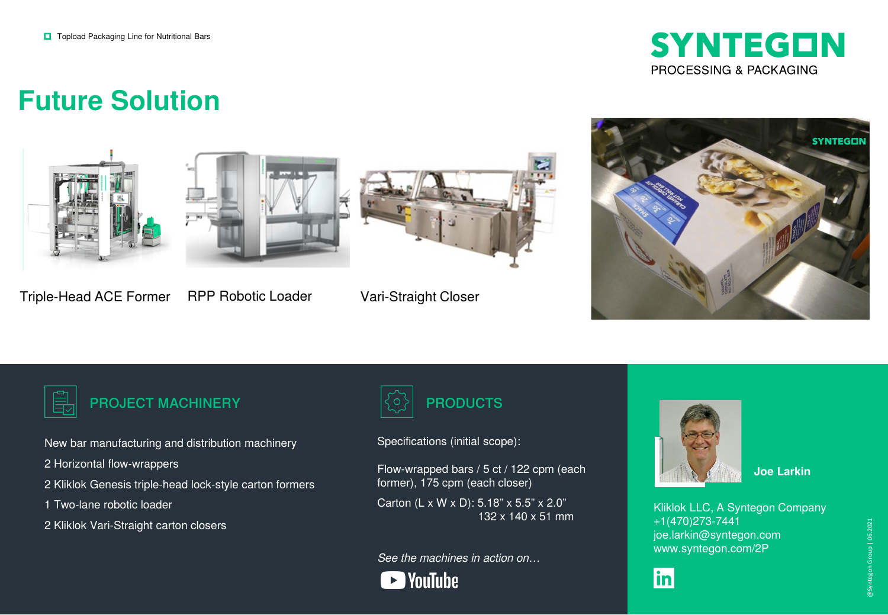Topload Packaging Line for Nutritional Bars

SYNTEGON
PROCESSING & PACKAGING

# Future Solution

Triple-Head ACE Former

RPP Robotic Loader

Vari-Straight Closer

## PROJECT MACHINERY

New bar manufacturing and distribution machinery

2 Horizontal flow-wrappers

2 Kliklok Genesis triple-head lock-style carton formers

1 Two-lane robotic loader

2 Kliklok Vari-Straight carton closers

## PRODUCTS

Specifications (initial scope):

Flow-wrapped bars / 5 ct / 122 cpm (each former), 175 cpm (each closer)

Carton (L x W x D): 5.18" x 5.5" x 2.0"
132 x 140 x 51 mm

*See the machines in action on…*

YouTube

**Joe Larkin**

Kliklok LLC, A Syntegon Company
+1(470)273-7441
joe.larkin@syntegon.com
www.syntegon.com/2P

@Syntegon Group | 06.2021